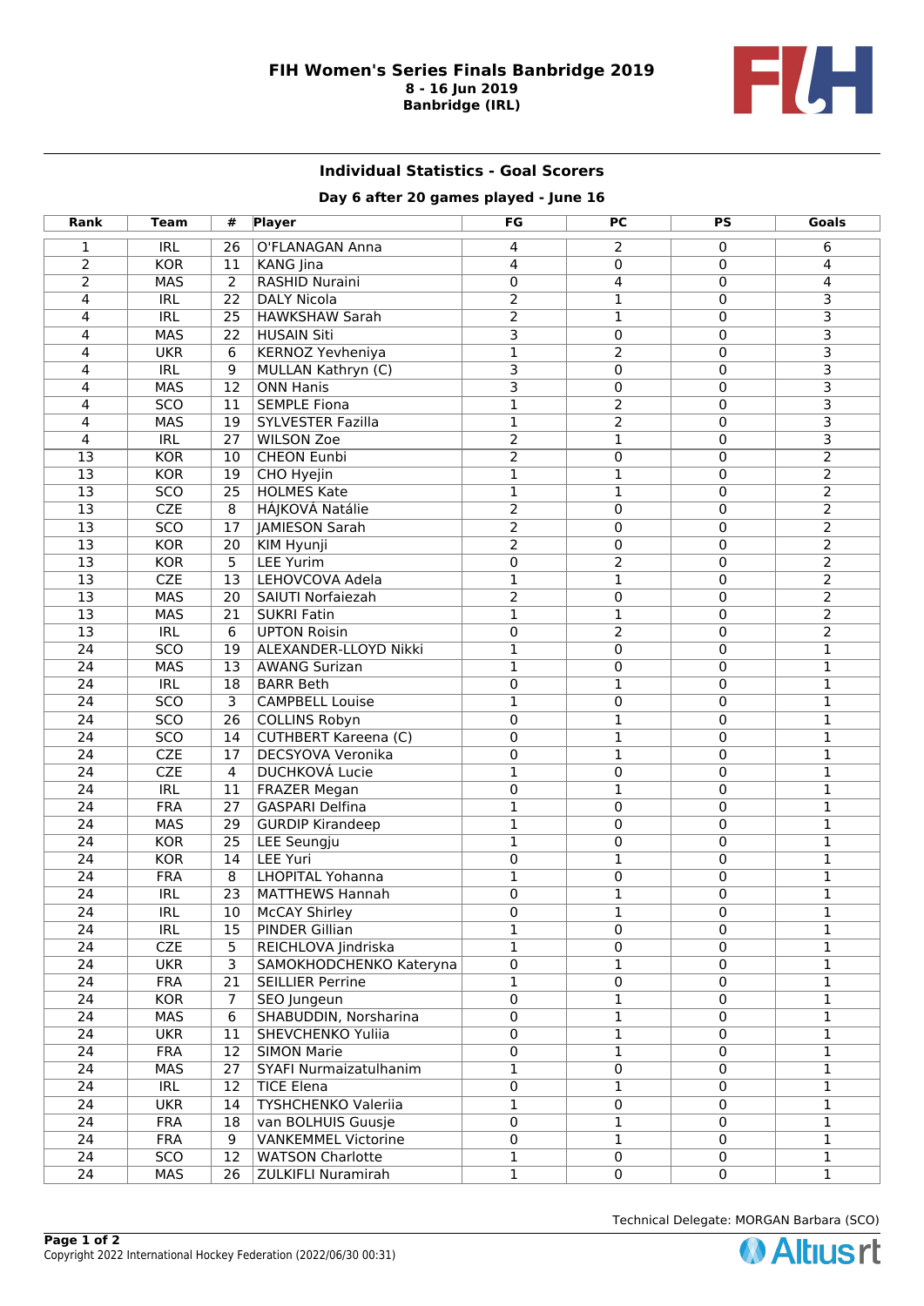# FIH Women's Series Finals Banbridge 2019

**8 - 16 Jun 2019**

**Banbridge (IRL)**

### Individual Statistics - Goal Scorers

**Day 6 after 20 games played - June 16**

| Rank | Team | # | Player | FG | PC | PS | Goals |
|---|---|---|---|---|---|---|---|
| 1 | IRL | 26 | O'FLANAGAN Anna | 4 | 2 | 0 | 6 |
| 2 | KOR | 11 | KANG Jina | 4 | 0 | 0 | 4 |
| 2 | MAS | 2 | RASHID Nuraini | 0 | 4 | 0 | 4 |
| 4 | IRL | 22 | DALY Nicola | 2 | 1 | 0 | 3 |
| 4 | IRL | 25 | HAWKSHAW Sarah | 2 | 1 | 0 | 3 |
| 4 | MAS | 22 | HUSAIN Siti | 3 | 0 | 0 | 3 |
| 4 | UKR | 6 | KERNOZ Yevheniya | 1 | 2 | 0 | 3 |
| 4 | IRL | 9 | MULLAN Kathryn (C) | 3 | 0 | 0 | 3 |
| 4 | MAS | 12 | ONN Hanis | 3 | 0 | 0 | 3 |
| 4 | SCO | 11 | SEMPLE Fiona | 1 | 2 | 0 | 3 |
| 4 | MAS | 19 | SYLVESTER Fazilla | 1 | 2 | 0 | 3 |
| 4 | IRL | 27 | WILSON Zoe | 2 | 1 | 0 | 3 |
| 13 | KOR | 10 | CHEON Eunbi | 2 | 0 | 0 | 2 |
| 13 | KOR | 19 | CHO Hyejin | 1 | 1 | 0 | 2 |
| 13 | SCO | 25 | HOLMES Kate | 1 | 1 | 0 | 2 |
| 13 | CZE | 8 | HÁJKOVÁ Natálie | 2 | 0 | 0 | 2 |
| 13 | SCO | 17 | JAMIESON Sarah | 2 | 0 | 0 | 2 |
| 13 | KOR | 20 | KIM Hyunji | 2 | 0 | 0 | 2 |
| 13 | KOR | 5 | LEE Yurim | 0 | 2 | 0 | 2 |
| 13 | CZE | 13 | LEHOVCOVA Adela | 1 | 1 | 0 | 2 |
| 13 | MAS | 20 | SAIUTI Norfaiezah | 2 | 0 | 0 | 2 |
| 13 | MAS | 21 | SUKRI Fatin | 1 | 1 | 0 | 2 |
| 13 | IRL | 6 | UPTON Roisin | 0 | 2 | 0 | 2 |
| 24 | SCO | 19 | ALEXANDER-LLOYD Nikki | 1 | 0 | 0 | 1 |
| 24 | MAS | 13 | AWANG Surizan | 1 | 0 | 0 | 1 |
| 24 | IRL | 18 | BARR Beth | 0 | 1 | 0 | 1 |
| 24 | SCO | 3 | CAMPBELL Louise | 1 | 0 | 0 | 1 |
| 24 | SCO | 26 | COLLINS Robyn | 0 | 1 | 0 | 1 |
| 24 | SCO | 14 | CUTHBERT Kareena (C) | 0 | 1 | 0 | 1 |
| 24 | CZE | 17 | DECSYOVA Veronika | 0 | 1 | 0 | 1 |
| 24 | CZE | 4 | DUCHKOVÁ Lucie | 1 | 0 | 0 | 1 |
| 24 | IRL | 11 | FRAZER Megan | 0 | 1 | 0 | 1 |
| 24 | FRA | 27 | GASPARI Delfina | 1 | 0 | 0 | 1 |
| 24 | MAS | 29 | GURDIP Kirandeep | 1 | 0 | 0 | 1 |
| 24 | KOR | 25 | LEE Seungju | 1 | 0 | 0 | 1 |
| 24 | KOR | 14 | LEE Yuri | 0 | 1 | 0 | 1 |
| 24 | FRA | 8 | LHOPITAL Yohanna | 1 | 0 | 0 | 1 |
| 24 | IRL | 23 | MATTHEWS Hannah | 0 | 1 | 0 | 1 |
| 24 | IRL | 10 | McCAY Shirley | 0 | 1 | 0 | 1 |
| 24 | IRL | 15 | PINDER Gillian | 1 | 0 | 0 | 1 |
| 24 | CZE | 5 | REICHLOVA Jindriska | 1 | 0 | 0 | 1 |
| 24 | UKR | 3 | SAMOKHODCHENKO Kateryna | 0 | 1 | 0 | 1 |
| 24 | FRA | 21 | SEILLIER Perrine | 1 | 0 | 0 | 1 |
| 24 | KOR | 7 | SEO Jungeun | 0 | 1 | 0 | 1 |
| 24 | MAS | 6 | SHABUDDIN, Norsharina | 0 | 1 | 0 | 1 |
| 24 | UKR | 11 | SHEVCHENKO Yuliia | 0 | 1 | 0 | 1 |
| 24 | FRA | 12 | SIMON Marie | 0 | 1 | 0 | 1 |
| 24 | MAS | 27 | SYAFI Nurmaizatulhanim | 1 | 0 | 0 | 1 |
| 24 | IRL | 12 | TICE Elena | 0 | 1 | 0 | 1 |
| 24 | UKR | 14 | TYSHCHENKO Valeriia | 1 | 0 | 0 | 1 |
| 24 | FRA | 18 | van BOLHUIS Guusje | 0 | 1 | 0 | 1 |
| 24 | FRA | 9 | VANKEMMEL Victorine | 0 | 1 | 0 | 1 |
| 24 | SCO | 12 | WATSON Charlotte | 1 | 0 | 0 | 1 |
| 24 | MAS | 26 | ZULKIFLI Nuramirah | 1 | 0 | 0 | 1 |

Technical Delegate: MORGAN Barbara (SCO)

Copyright 2022 International Hockey Federation (2022/06/30 00:31)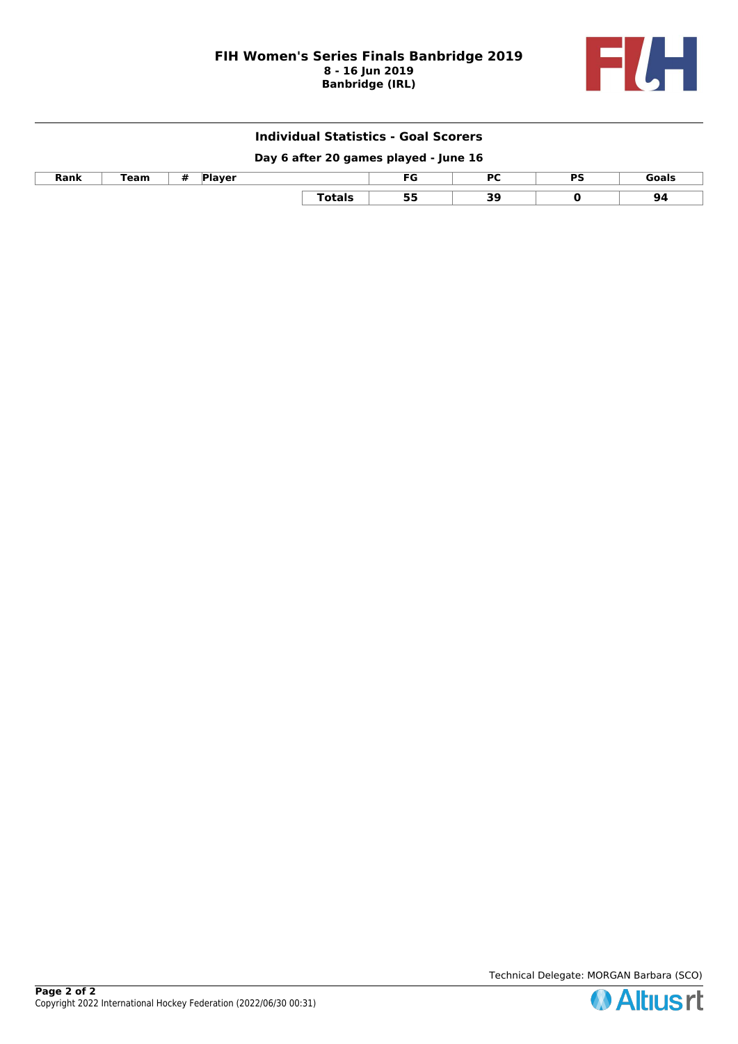**FIH Women's Series Finals Banbridge 2019**
**8 - 16 Jun 2019**
**Banbridge (IRL)**

## Individual Statistics - Goal Scorers

**Day 6 after 20 games played - June 16**

| Rank | Team | # | Player | | FG | PC | PS | Goals |
|---|---|---|---|---|---|---|---|---|
| | | | | **Totals** | **55** | **39** | **0** | **94** |

Technical Delegate: MORGAN Barbara (SCO)

Copyright 2022 International Hockey Federation (2022/06/30 00:31)